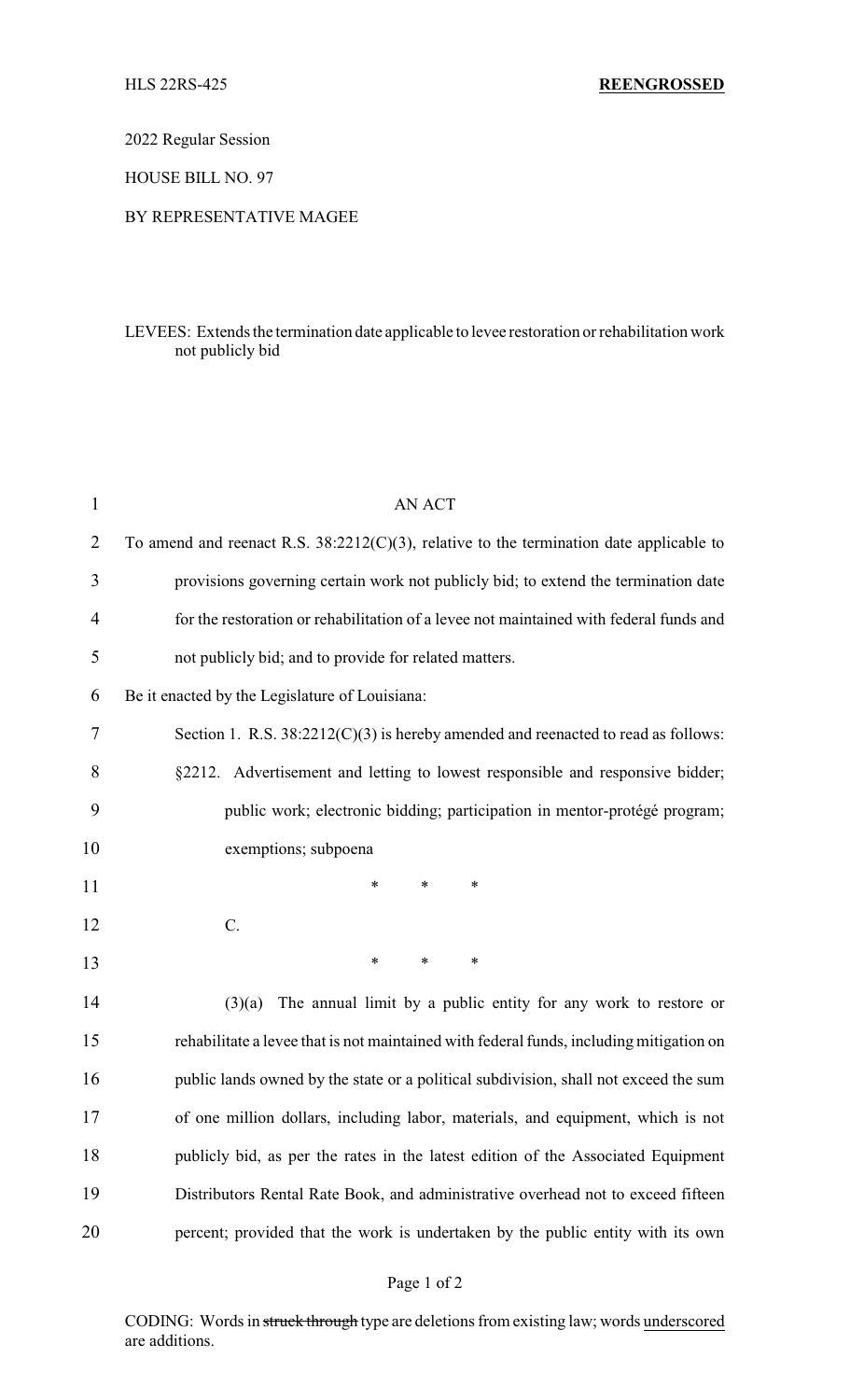HLS 22RS-425 **REENGROSSED**

2022 Regular Session

HOUSE BILL NO. 97

BY REPRESENTATIVE MAGEE

LEVEES: Extends the termination date applicable to levee restoration or rehabilitation work not publicly bid

AN ACT

To amend and reenact R.S. 38:2212(C)(3), relative to the termination date applicable to provisions governing certain work not publicly bid; to extend the termination date for the restoration or rehabilitation of a levee not maintained with federal funds and not publicly bid; and to provide for related matters.

Be it enacted by the Legislature of Louisiana:

Section 1. R.S. 38:2212(C)(3) is hereby amended and reenacted to read as follows:

§2212. Advertisement and letting to lowest responsible and responsive bidder; public work; electronic bidding; participation in mentor-protégé program; exemptions; subpoena

\* \* \*

C.

\* \* \*

(3)(a) The annual limit by a public entity for any work to restore or rehabilitate a levee that is not maintained with federal funds, including mitigation on public lands owned by the state or a political subdivision, shall not exceed the sum of one million dollars, including labor, materials, and equipment, which is not publicly bid, as per the rates in the latest edition of the Associated Equipment Distributors Rental Rate Book, and administrative overhead not to exceed fifteen percent; provided that the work is undertaken by the public entity with its own

CODING: Words in ~~struck through~~ type are deletions from existing law; words <u>underscored</u> are additions.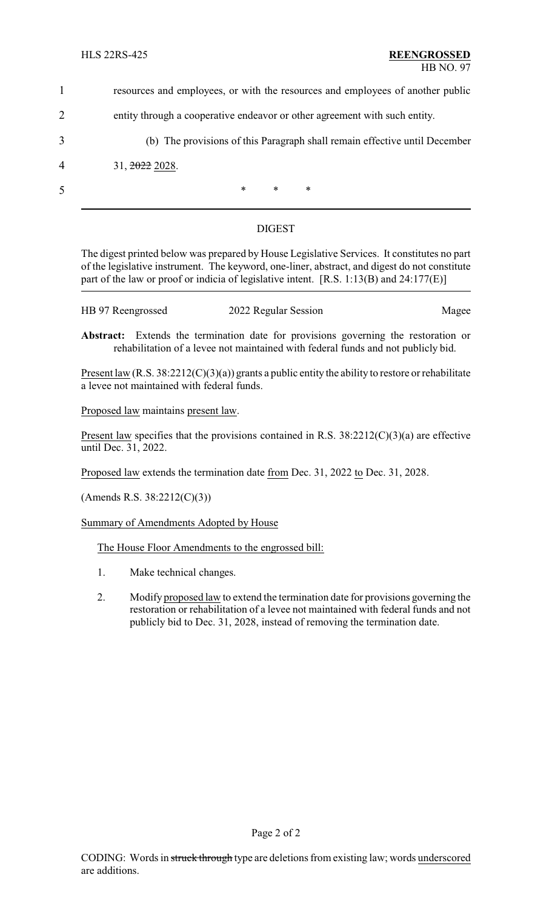resources and employees, or with the resources and employees of another public entity through a cooperative endeavor or other agreement with such entity.

(b) The provisions of this Paragraph shall remain effective until December 31, ~~2022~~ 2028.

\* \* \*

## DIGEST

The digest printed below was prepared by House Legislative Services. It constitutes no part of the legislative instrument. The keyword, one-liner, abstract, and digest do not constitute part of the law or proof or indicia of legislative intent. [R.S. 1:13(B) and 24:177(E)]

HB 97 Reengrossed — 2022 Regular Session — Magee

**Abstract:** Extends the termination date for provisions governing the restoration or rehabilitation of a levee not maintained with federal funds and not publicly bid.

Present law (R.S. 38:2212(C)(3)(a)) grants a public entity the ability to restore or rehabilitate a levee not maintained with federal funds.

Proposed law maintains present law.

Present law specifies that the provisions contained in R.S. 38:2212(C)(3)(a) are effective until Dec. 31, 2022.

Proposed law extends the termination date from Dec. 31, 2022 to Dec. 31, 2028.

(Amends R.S. 38:2212(C)(3))

Summary of Amendments Adopted by House

The House Floor Amendments to the engrossed bill:

1. Make technical changes.
2. Modify proposed law to extend the termination date for provisions governing the restoration or rehabilitation of a levee not maintained with federal funds and not publicly bid to Dec. 31, 2028, instead of removing the termination date.

CODING: Words in ~~struck through~~ type are deletions from existing law; words underscored are additions.